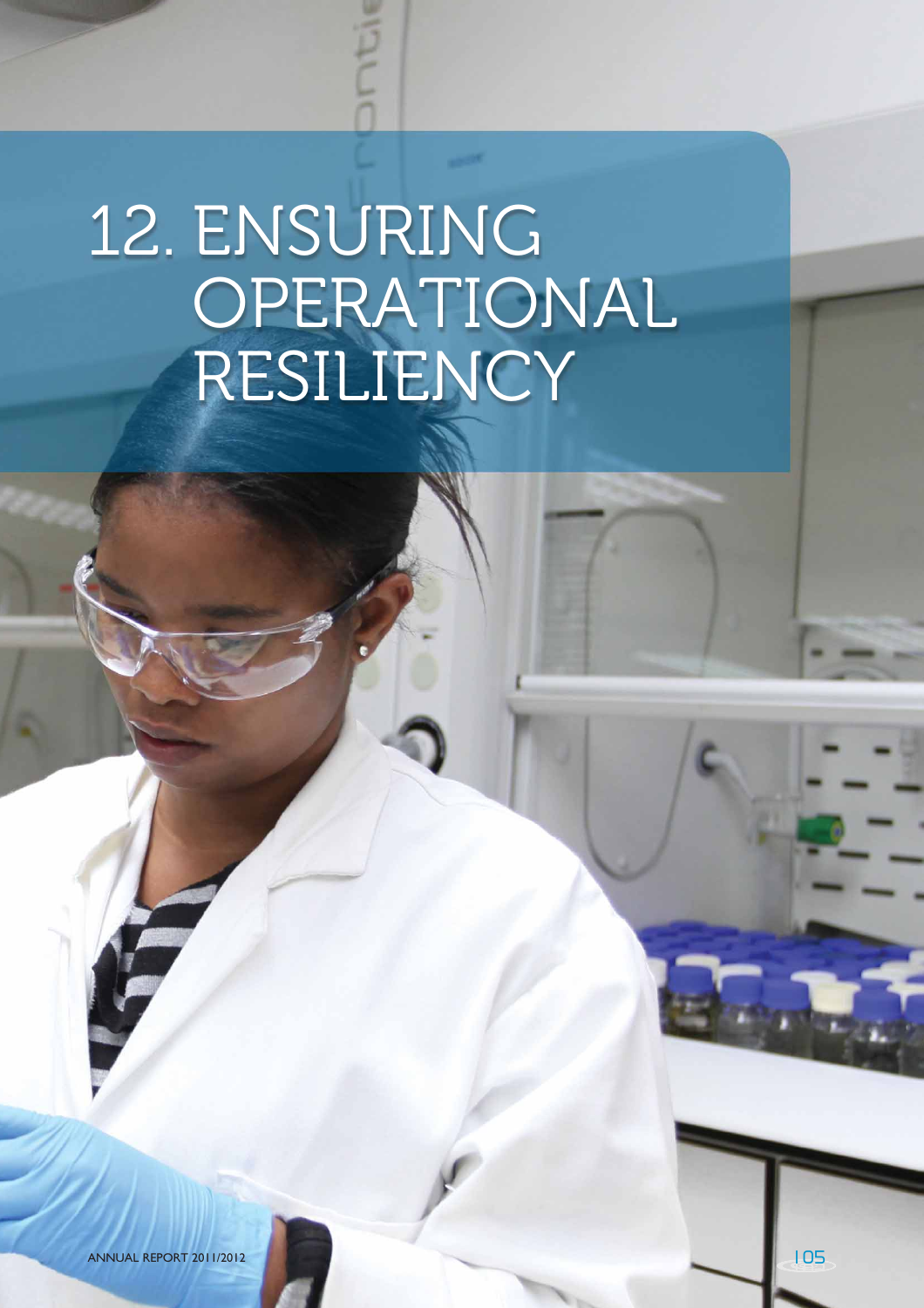# 12. ENSURING OPERATIONAL RESILIENCY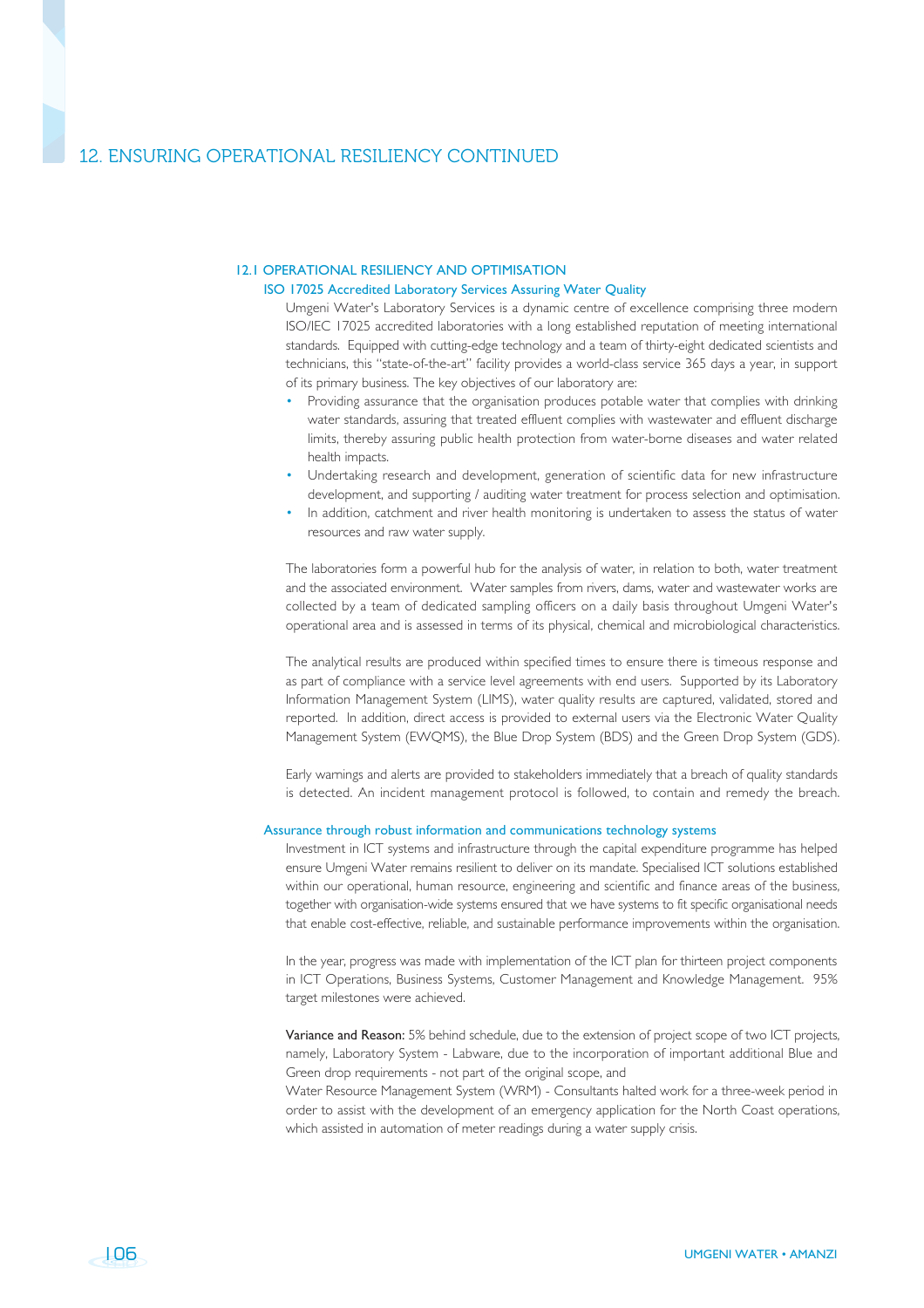# 12. ENSURING OPERATIONAL RESILIENCY CONTINUED

## 12.1 OPERATIONAL RESILIENCY AND OPTIMISATION

### ISO 17025 Accredited Laboratory Services Assuring Water Quality

Umgeni Water's Laboratory Services is a dynamic centre of excellence comprising three modern ISO/IEC 17025 accredited laboratories with a long established reputation of meeting international standards. Equipped with cutting-edge technology and a team of thirty-eight dedicated scientists and technicians, this "state-of-the-art" facility provides a world-class service 365 days a year, in support of its primary business. The key objectives of our laboratory are:

- Providing assurance that the organisation produces potable water that complies with drinking water standards, assuring that treated effluent complies with wastewater and effluent discharge limits, thereby assuring public health protection from water-borne diseases and water related health impacts.
- Undertaking research and development, generation of scientific data for new infrastructure development, and supporting / auditing water treatment for process selection and optimisation.
- In addition, catchment and river health monitoring is undertaken to assess the status of water resources and raw water supply.

The laboratories form a powerful hub for the analysis of water, in relation to both, water treatment and the associated environment. Water samples from rivers, dams, water and wastewater works are collected by a team of dedicated sampling officers on a daily basis throughout Umgeni Water's operational area and is assessed in terms of its physical, chemical and microbiological characteristics.

The analytical results are produced within specified times to ensure there is timeous response and as part of compliance with a service level agreements with end users. Supported by its Laboratory Information Management System (LIMS), water quality results are captured, validated, stored and reported. In addition, direct access is provided to external users via the Electronic Water Quality Management System (EWQMS), the Blue Drop System (BDS) and the Green Drop System (GDS).

Early warnings and alerts are provided to stakeholders immediately that a breach of quality standards is detected. An incident management protocol is followed, to contain and remedy the breach.

### Assurance through robust information and communications technology systems

Investment in ICT systems and infrastructure through the capital expenditure programme has helped ensure Umgeni Water remains resilient to deliver on its mandate. Specialised ICT solutions established within our operational, human resource, engineering and scientific and finance areas of the business, together with organisation-wide systems ensured that we have systems to fit specific organisational needs that enable cost-effective, reliable, and sustainable performance improvements within the organisation.

In the year, progress was made with implementation of the ICT plan for thirteen project components in ICT Operations, Business Systems, Customer Management and Knowledge Management. 95% target milestones were achieved.

**Variance and Reason:** 5% behind schedule, due to the extension of project scope of two ICT projects, namely, Laboratory System - Labware, due to the incorporation of important additional Blue and Green drop requirements - not part of the original scope, and

Water Resource Management System (WRM) - Consultants halted work for a three-week period in order to assist with the development of an emergency application for the North Coast operations, which assisted in automation of meter readings during a water supply crisis.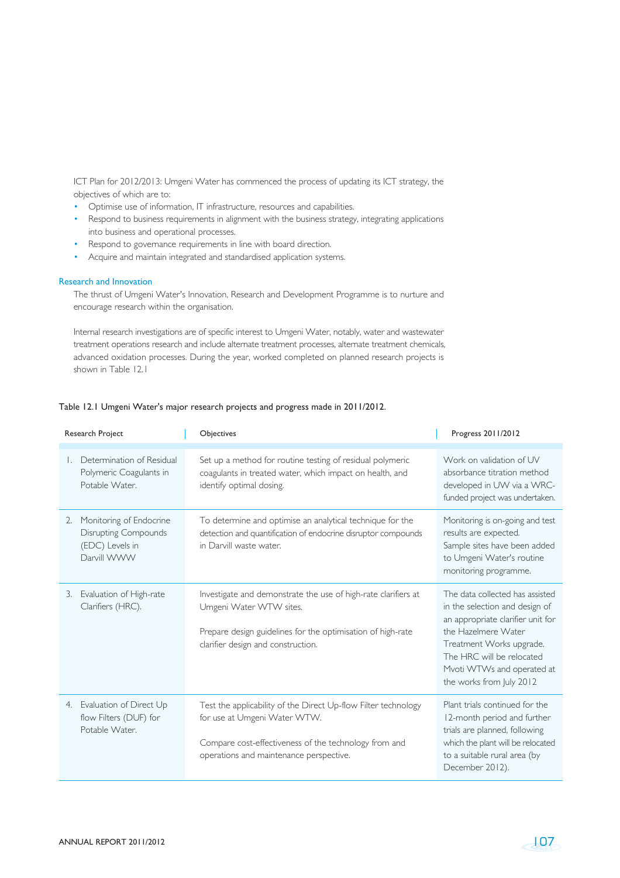ICT Plan for 2012/2013: Umgeni Water has commenced the process of updating its ICT strategy, the objectives of which are to:

- Optimise use of information, IT infrastructure, resources and capabilities.
- Respond to business requirements in alignment with the business strategy, integrating applications into business and operational processes.
- Respond to governance requirements in line with board direction.
- Acquire and maintain integrated and standardised application systems.

## Research and Innovation

The thrust of Umgeni Water's Innovation, Research and Development Programme is to nurture and encourage research within the organisation.

Internal research investigations are of specific interest to Umgeni Water, notably, water and wastewater treatment operations research and include alternate treatment processes, alternate treatment chemicals, advanced oxidation processes. During the year, worked completed on planned research projects is shown in Table 12.1

Table 12.1 Umgeni Water's major research projects and progress made in 2011/2012.

| Research Project | Objectives | Progress 2011/2012 |
|---|---|---|
| 1. Determination of Residual Polymeric Coagulants in Potable Water. | Set up a method for routine testing of residual polymeric coagulants in treated water, which impact on health, and identify optimal dosing. | Work on validation of UV absorbance titration method developed in UW via a WRC-funded project was undertaken. |
| 2. Monitoring of Endocrine Disrupting Compounds (EDC) Levels in Darvill WWW | To determine and optimise an analytical technique for the detection and quantification of endocrine disruptor compounds in Darvill waste water. | Monitoring is on-going and test results are expected. Sample sites have been added to Umgeni Water's routine monitoring programme. |
| 3. Evaluation of High-rate Clarifiers (HRC). | Investigate and demonstrate the use of high-rate clarifiers at Umgeni Water WTW sites. Prepare design guidelines for the optimisation of high-rate clarifier design and construction. | The data collected has assisted in the selection and design of an appropriate clarifier unit for the Hazelmere Water Treatment Works upgrade. The HRC will be relocated Mvoti WTWs and operated at the works from July 2012 |
| 4. Evaluation of Direct Up flow Filters (DUF) for Potable Water. | Test the applicability of the Direct Up-flow Filter technology for use at Umgeni Water WTW. Compare cost-effectiveness of the technology from and operations and maintenance perspective. | Plant trials continued for the 12-month period and further trials are planned, following which the plant will be relocated to a suitable rural area (by December 2012). |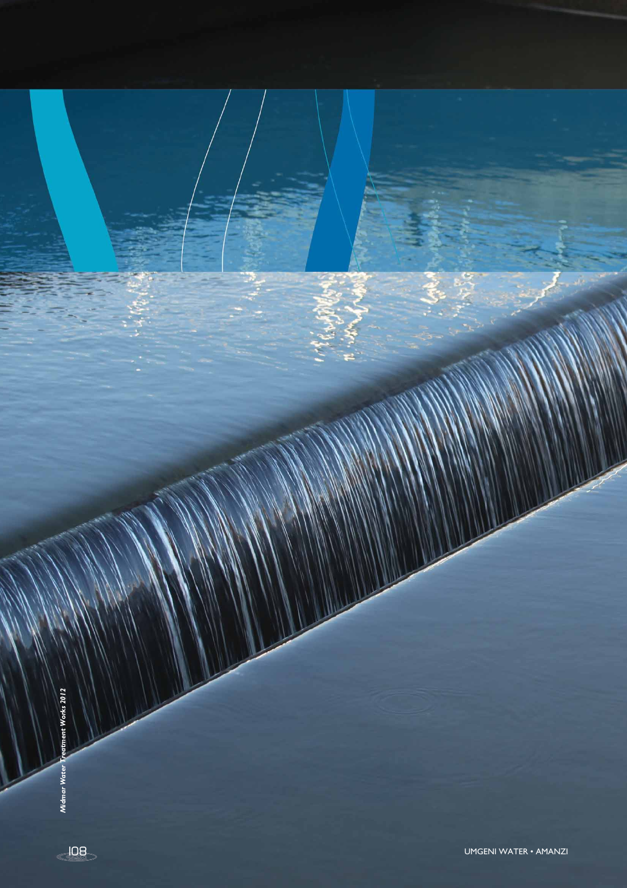*Midmar Water Treatment Works 2012*